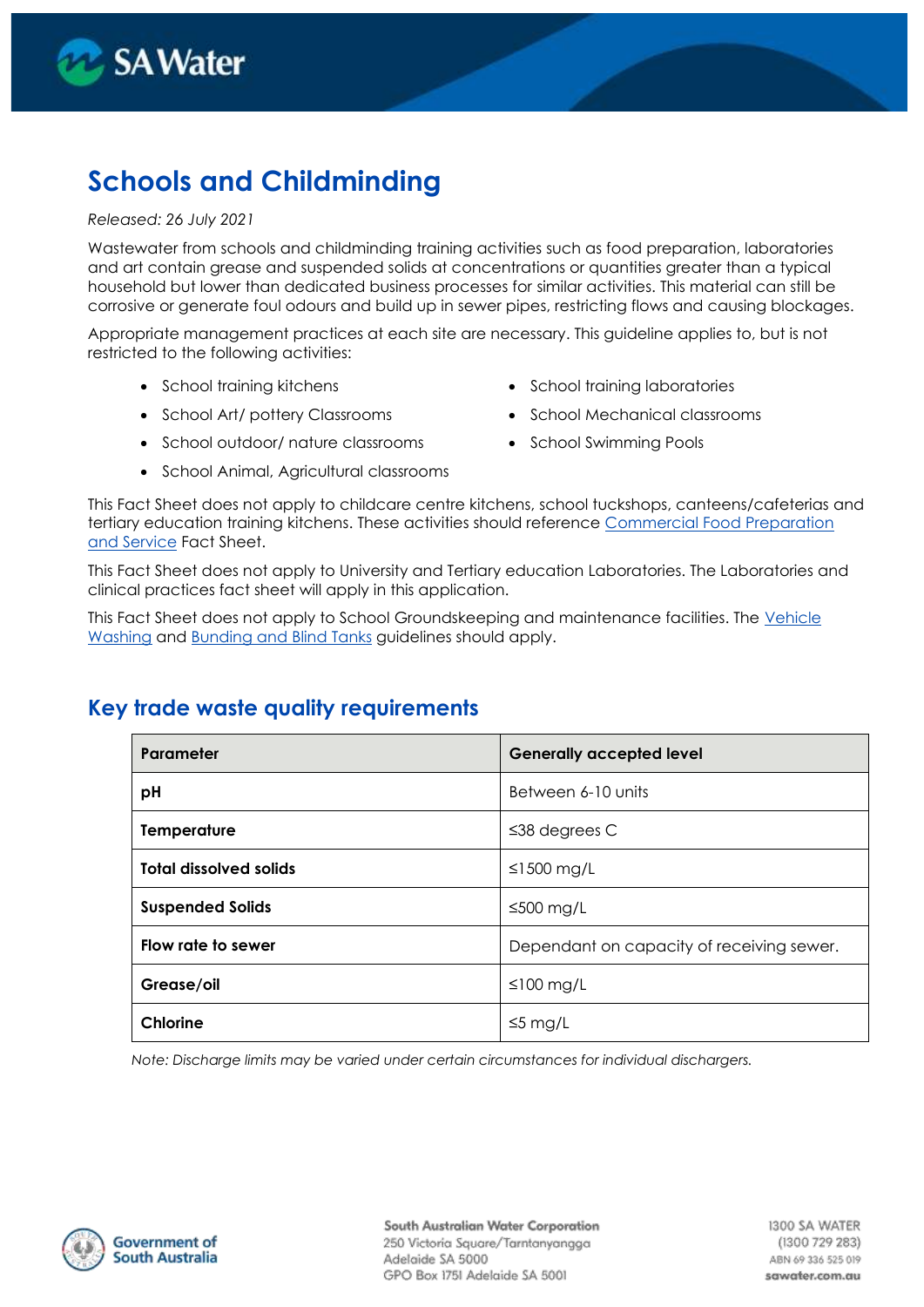# Schools and Childminding

*Released: 26 July 2021*

Wastewater from schools and childminding training activities such as food preparation, laboratories and art contain grease and suspended solids at concentrations or quantities greater than a typical household but lower than dedicated business processes for similar activities. This material can still be corrosive or generate foul odours and build up in sewer pipes, restricting flows and causing blockages.

Appropriate management practices at each site are necessary. This guideline applies to, but is not restricted to the following activities:

- School training kitchens
- School Art/ pottery Classrooms
- School outdoor/ nature classrooms
- School Animal, Agricultural classrooms
- School training laboratories
- School Mechanical classrooms
- School Swimming Pools

This Fact Sheet does not apply to childcare centre kitchens, school tuckshops, canteens/cafeterias and tertiary education training kitchens. These activities should reference Commercial Food Preparation and Service Fact Sheet.

This Fact Sheet does not apply to University and Tertiary education Laboratories. The Laboratories and clinical practices fact sheet will apply in this application.

This Fact Sheet does not apply to School Groundskeeping and maintenance facilities. The Vehicle Washing and Bunding and Blind Tanks guidelines should apply.

## Key trade waste quality requirements

| Parameter | Generally accepted level |
|---|---|
| **pH** | Between 6-10 units |
| **Temperature** | ≤38 degrees C |
| **Total dissolved solids** | ≤1500 mg/L |
| **Suspended Solids** | ≤500 mg/L |
| **Flow rate to sewer** | Dependant on capacity of receiving sewer. |
| **Grease/oil** | ≤100 mg/L |
| **Chlorine** | ≤5 mg/L |

*Note: Discharge limits may be varied under certain circumstances for individual dischargers.*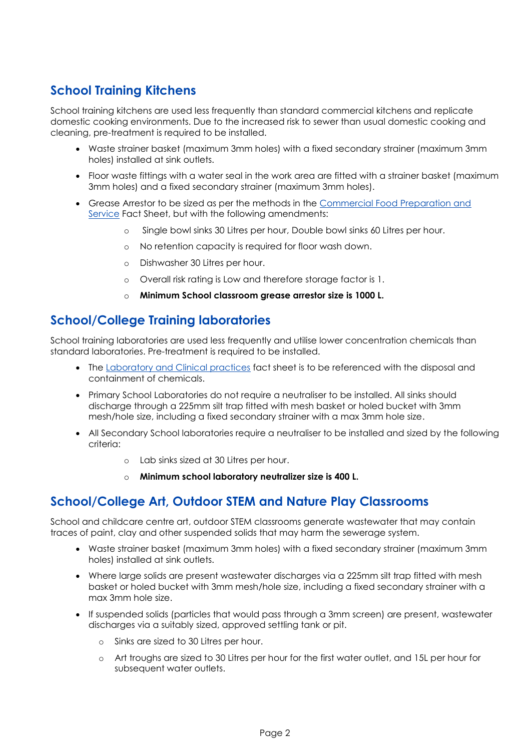## School Training Kitchens

School training kitchens are used less frequently than standard commercial kitchens and replicate domestic cooking environments. Due to the increased risk to sewer than usual domestic cooking and cleaning, pre-treatment is required to be installed.

- Waste strainer basket (maximum 3mm holes) with a fixed secondary strainer (maximum 3mm holes) installed at sink outlets.
- Floor waste fittings with a water seal in the work area are fitted with a strainer basket (maximum 3mm holes) and a fixed secondary strainer (maximum 3mm holes).
- Grease Arrestor to be sized as per the methods in the [Commercial Food Preparation and Service]() Fact Sheet, but with the following amendments:
    - Single bowl sinks 30 Litres per hour, Double bowl sinks 60 Litres per hour.
    - No retention capacity is required for floor wash down.
    - Dishwasher 30 Litres per hour.
    - Overall risk rating is Low and therefore storage factor is 1.
    - **Minimum School classroom grease arrestor size is 1000 L.**

## School/College Training laboratories

School training laboratories are used less frequently and utilise lower concentration chemicals than standard laboratories. Pre-treatment is required to be installed.

- The [Laboratory and Clinical practices]() fact sheet is to be referenced with the disposal and containment of chemicals.
- Primary School Laboratories do not require a neutraliser to be installed. All sinks should discharge through a 225mm silt trap fitted with mesh basket or holed bucket with 3mm mesh/hole size, including a fixed secondary strainer with a max 3mm hole size.
- All Secondary School laboratories require a neutraliser to be installed and sized by the following criteria:
    - Lab sinks sized at 30 Litres per hour.
    - **Minimum school laboratory neutralizer size is 400 L.**

## School/College Art, Outdoor STEM and Nature Play Classrooms

School and childcare centre art, outdoor STEM classrooms generate wastewater that may contain traces of paint, clay and other suspended solids that may harm the sewerage system.

- Waste strainer basket (maximum 3mm holes) with a fixed secondary strainer (maximum 3mm holes) installed at sink outlets.
- Where large solids are present wastewater discharges via a 225mm silt trap fitted with mesh basket or holed bucket with 3mm mesh/hole size, including a fixed secondary strainer with a max 3mm hole size.
- If suspended solids (particles that would pass through a 3mm screen) are present, wastewater discharges via a suitably sized, approved settling tank or pit.
    - Sinks are sized to 30 Litres per hour.
    - Art troughs are sized to 30 Litres per hour for the first water outlet, and 15L per hour for subsequent water outlets.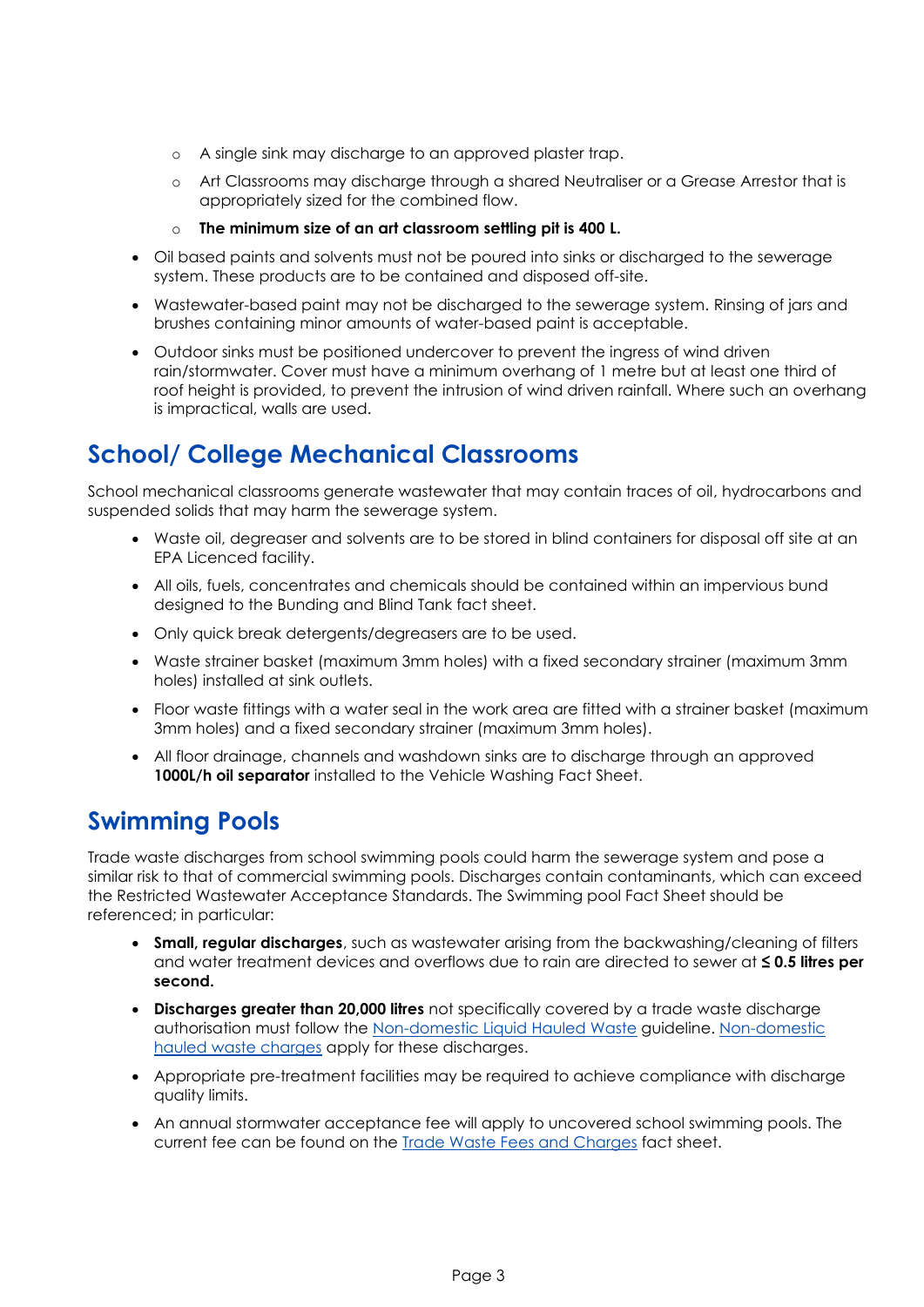- A single sink may discharge to an approved plaster trap.
  - Art Classrooms may discharge through a shared Neutraliser or a Grease Arrestor that is appropriately sized for the combined flow.
  - **The minimum size of an art classroom settling pit is 400 L.**
- Oil based paints and solvents must not be poured into sinks or discharged to the sewerage system. These products are to be contained and disposed off-site.
- Wastewater-based paint may not be discharged to the sewerage system. Rinsing of jars and brushes containing minor amounts of water-based paint is acceptable.
- Outdoor sinks must be positioned undercover to prevent the ingress of wind driven rain/stormwater. Cover must have a minimum overhang of 1 metre but at least one third of roof height is provided, to prevent the intrusion of wind driven rainfall. Where such an overhang is impractical, walls are used.

## School/ College Mechanical Classrooms

School mechanical classrooms generate wastewater that may contain traces of oil, hydrocarbons and suspended solids that may harm the sewerage system.

- Waste oil, degreaser and solvents are to be stored in blind containers for disposal off site at an EPA Licenced facility.
- All oils, fuels, concentrates and chemicals should be contained within an impervious bund designed to the Bunding and Blind Tank fact sheet.
- Only quick break detergents/degreasers are to be used.
- Waste strainer basket (maximum 3mm holes) with a fixed secondary strainer (maximum 3mm holes) installed at sink outlets.
- Floor waste fittings with a water seal in the work area are fitted with a strainer basket (maximum 3mm holes) and a fixed secondary strainer (maximum 3mm holes).
- All floor drainage, channels and washdown sinks are to discharge through an approved **1000L/h oil separator** installed to the Vehicle Washing Fact Sheet.

## Swimming Pools

Trade waste discharges from school swimming pools could harm the sewerage system and pose a similar risk to that of commercial swimming pools. Discharges contain contaminants, which can exceed the Restricted Wastewater Acceptance Standards. The Swimming pool Fact Sheet should be referenced; in particular:

- **Small, regular discharges**, such as wastewater arising from the backwashing/cleaning of filters and water treatment devices and overflows due to rain are directed to sewer at **≤ 0.5 litres per second.**
- **Discharges greater than 20,000 litres** not specifically covered by a trade waste discharge authorisation must follow the Non-domestic Liquid Hauled Waste guideline. Non-domestic hauled waste charges apply for these discharges.
- Appropriate pre-treatment facilities may be required to achieve compliance with discharge quality limits.
- An annual stormwater acceptance fee will apply to uncovered school swimming pools. The current fee can be found on the Trade Waste Fees and Charges fact sheet.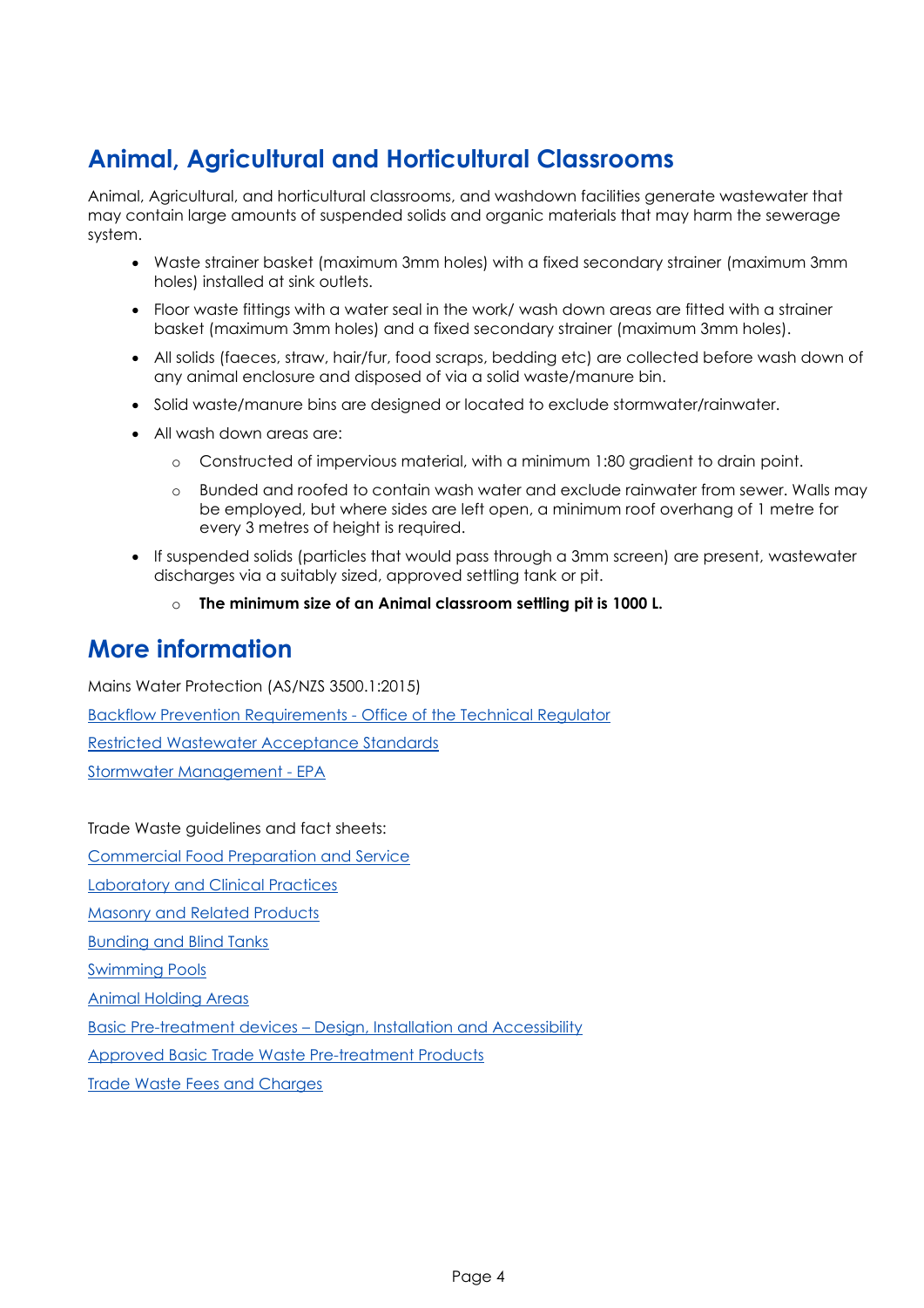## Animal, Agricultural and Horticultural Classrooms

Animal, Agricultural, and horticultural classrooms, and washdown facilities generate wastewater that may contain large amounts of suspended solids and organic materials that may harm the sewerage system.

- Waste strainer basket (maximum 3mm holes) with a fixed secondary strainer (maximum 3mm holes) installed at sink outlets.
- Floor waste fittings with a water seal in the work/ wash down areas are fitted with a strainer basket (maximum 3mm holes) and a fixed secondary strainer (maximum 3mm holes).
- All solids (faeces, straw, hair/fur, food scraps, bedding etc) are collected before wash down of any animal enclosure and disposed of via a solid waste/manure bin.
- Solid waste/manure bins are designed or located to exclude stormwater/rainwater.
- All wash down areas are:
  - Constructed of impervious material, with a minimum 1:80 gradient to drain point.
  - Bunded and roofed to contain wash water and exclude rainwater from sewer. Walls may be employed, but where sides are left open, a minimum roof overhang of 1 metre for every 3 metres of height is required.
- If suspended solids (particles that would pass through a 3mm screen) are present, wastewater discharges via a suitably sized, approved settling tank or pit.
  - **The minimum size of an Animal classroom settling pit is 1000 L.**

## More information

Mains Water Protection (AS/NZS 3500.1:2015)

Backflow Prevention Requirements - Office of the Technical Regulator

Restricted Wastewater Acceptance Standards

Stormwater Management - EPA

Trade Waste guidelines and fact sheets:

Commercial Food Preparation and Service

Laboratory and Clinical Practices

Masonry and Related Products

Bunding and Blind Tanks

Swimming Pools

Animal Holding Areas

Basic Pre-treatment devices – Design, Installation and Accessibility

Approved Basic Trade Waste Pre-treatment Products

Trade Waste Fees and Charges